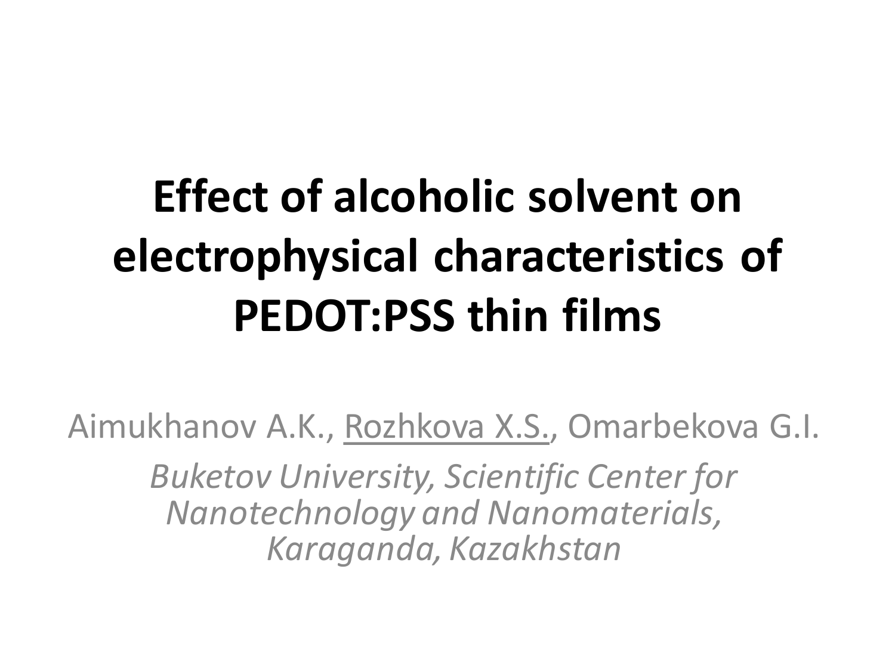# Effect of alcoholic solvent on electrophysical characteristics of PEDOT:PSS thin films

Aimukhanov A.K., Rozhkova X.S., Omarbekova G.I.

*Buketov University, Scientific Center for Nanotechnology and Nanomaterials, Karaganda, Kazakhstan*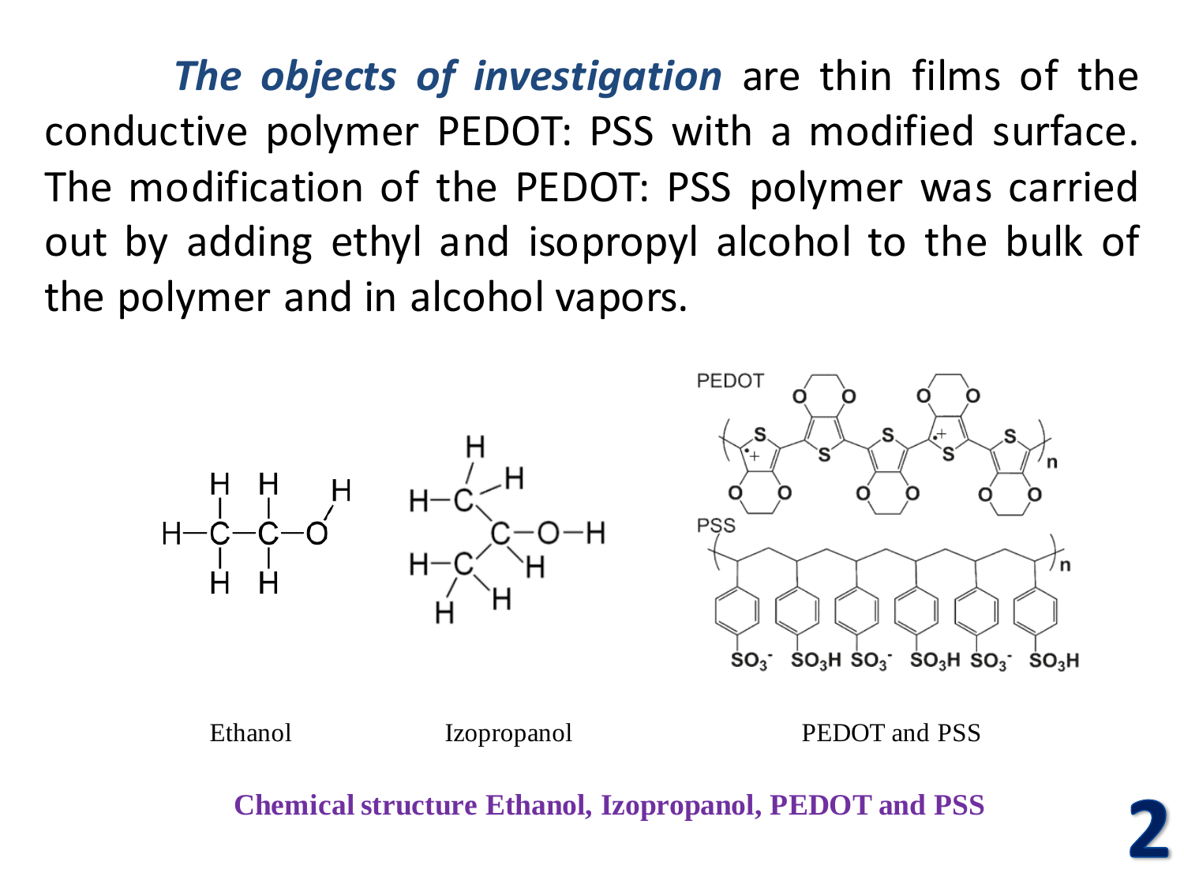***The objects of investigation*** are thin films of the conductive polymer PEDOT: PSS with a modified surface. The modification of the PEDOT: PSS polymer was carried out by adding ethyl and isopropyl alcohol to the bulk of the polymer and in alcohol vapors.

Ethanol Izopropanol PEDOT and PSS

**Chemical structure Ethanol, Izopropanol, PEDOT and PSS**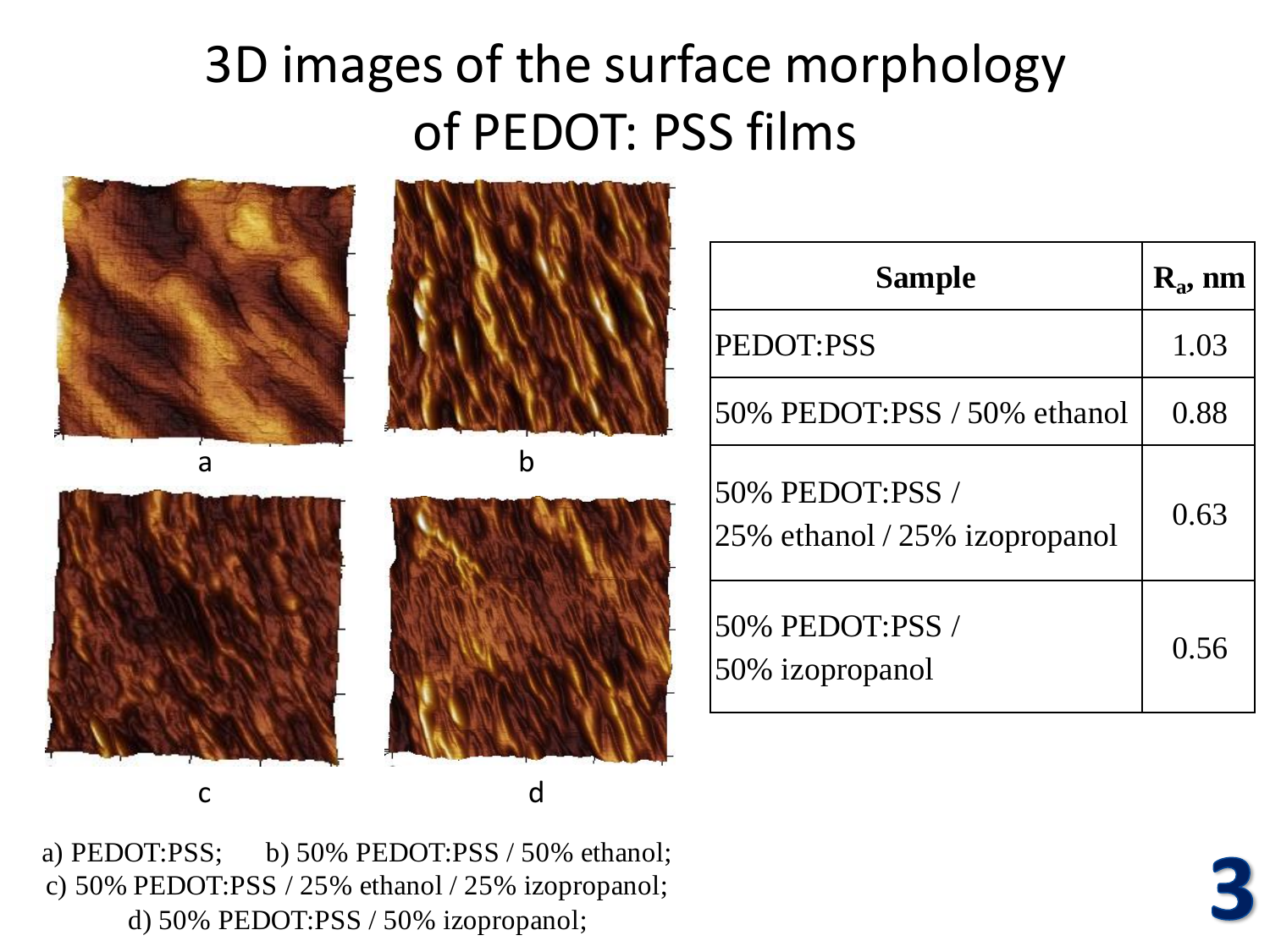# 3D images of the surface morphology of PEDOT: PSS films

a

b

c

d

a) PEDOT:PSS; b) 50% PEDOT:PSS / 50% ethanol;
c) 50% PEDOT:PSS / 25% ethanol / 25% izopropanol;
d) 50% PEDOT:PSS / 50% izopropanol;

| Sample | $R_a$, nm |
|---|---|
| PEDOT:PSS | 1.03 |
| 50% PEDOT:PSS / 50% ethanol | 0.88 |
| 50% PEDOT:PSS / 25% ethanol / 25% izopropanol | 0.63 |
| 50% PEDOT:PSS / 50% izopropanol | 0.56 |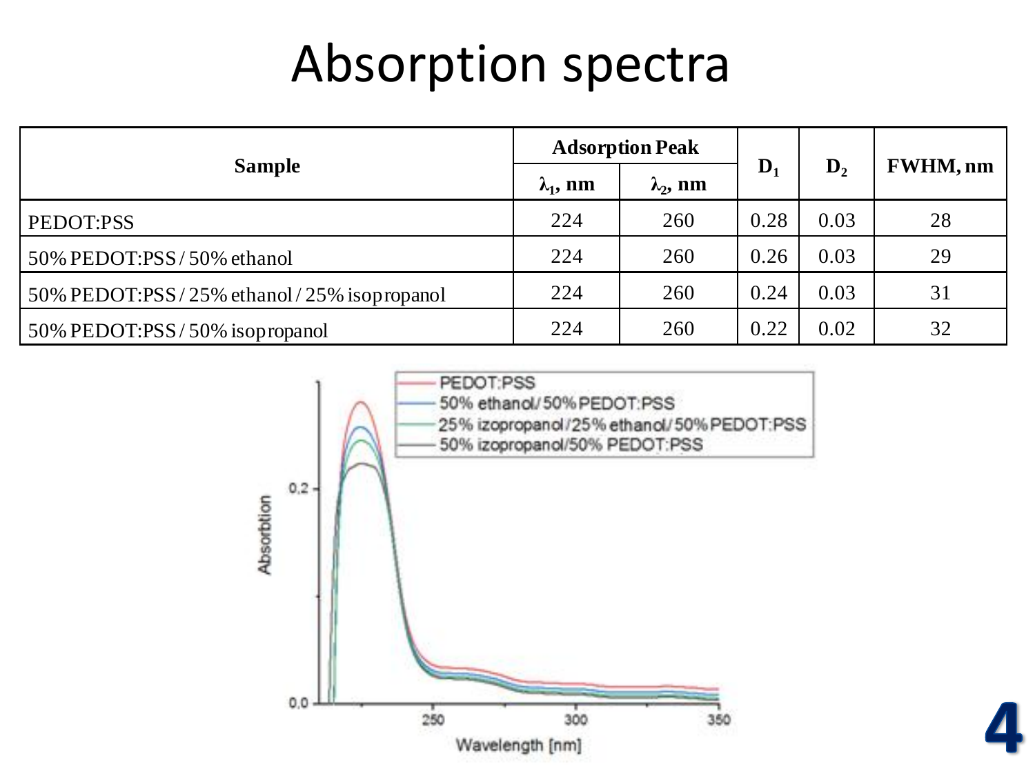# Absorption spectra

| Sample | Adsorption Peak | | $D_1$ | $D_2$ | FWHM, nm |
|---|---|---|---|---|---|
| | $\lambda_1$, nm | $\lambda_2$, nm | | | |
| PEDOT:PSS | 224 | 260 | 0.28 | 0.03 | 28 |
| 50% PEDOT:PSS / 50% ethanol | 224 | 260 | 0.26 | 0.03 | 29 |
| 50% PEDOT:PSS / 25% ethanol / 25% isopropanol | 224 | 260 | 0.24 | 0.03 | 31 |
| 50% PEDOT:PSS / 50% isopropanol | 224 | 260 | 0.22 | 0.02 | 32 |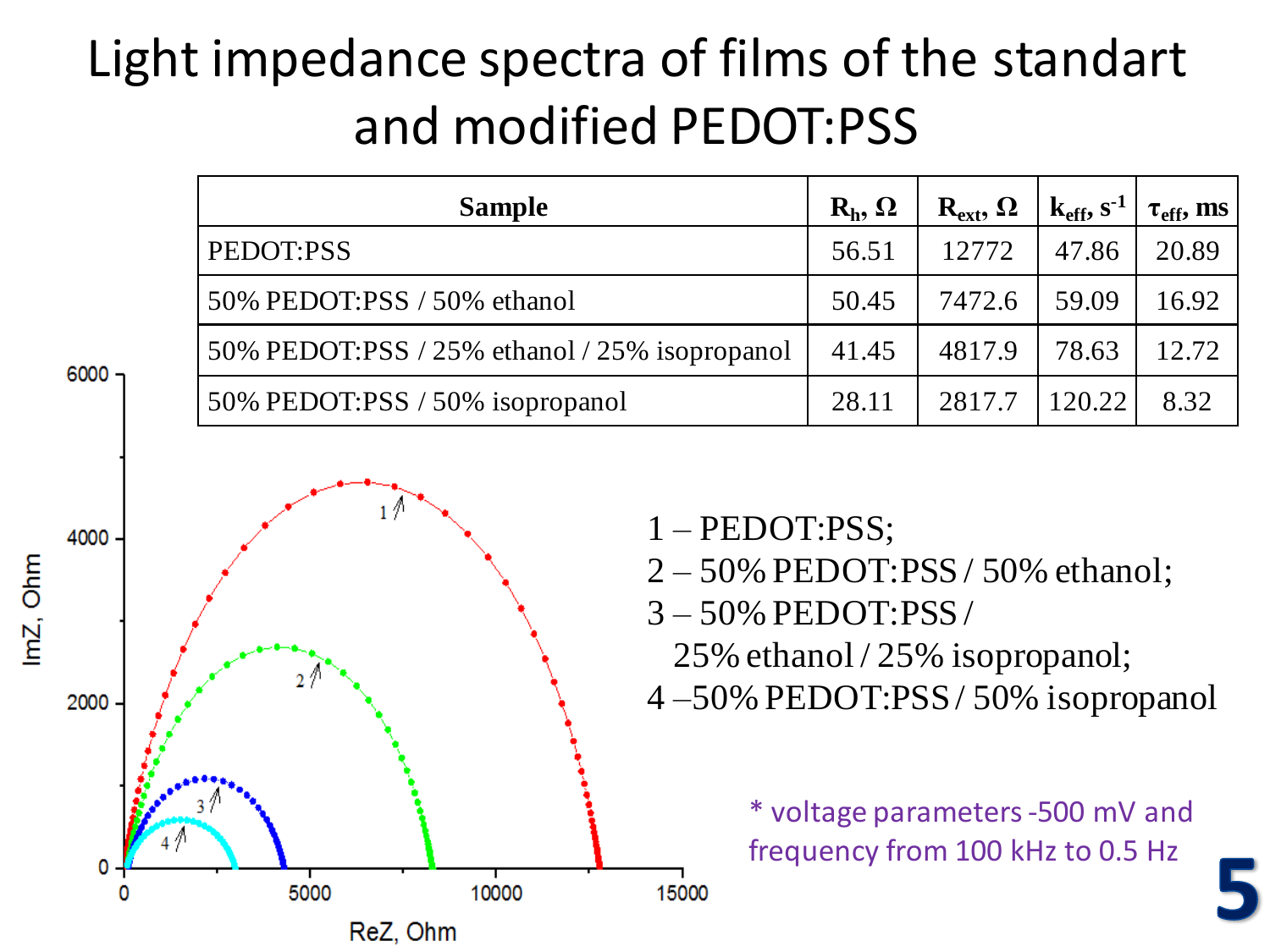# Light impedance spectra of films of the standart and modified PEDOT:PSS

| Sample | $R_h$, Ω | $R_{ext}$, Ω | $k_{eff}$, $s^{-1}$ | $\tau_{eff}$, ms |
|---|---|---|---|---|
| PEDOT:PSS | 56.51 | 12772 | 47.86 | 20.89 |
| 50% PEDOT:PSS / 50% ethanol | 50.45 | 7472.6 | 59.09 | 16.92 |
| 50% PEDOT:PSS / 25% ethanol / 25% isopropanol | 41.45 | 4817.9 | 78.63 | 12.72 |
| 50% PEDOT:PSS / 50% isopropanol | 28.11 | 2817.7 | 120.22 | 8.32 |

1 – PEDOT:PSS;
2 – 50% PEDOT:PSS / 50% ethanol;
3 – 50% PEDOT:PSS / 25% ethanol / 25% isopropanol;
4 – 50% PEDOT:PSS / 50% isopropanol

* voltage parameters -500 mV and frequency from 100 kHz to 0.5 Hz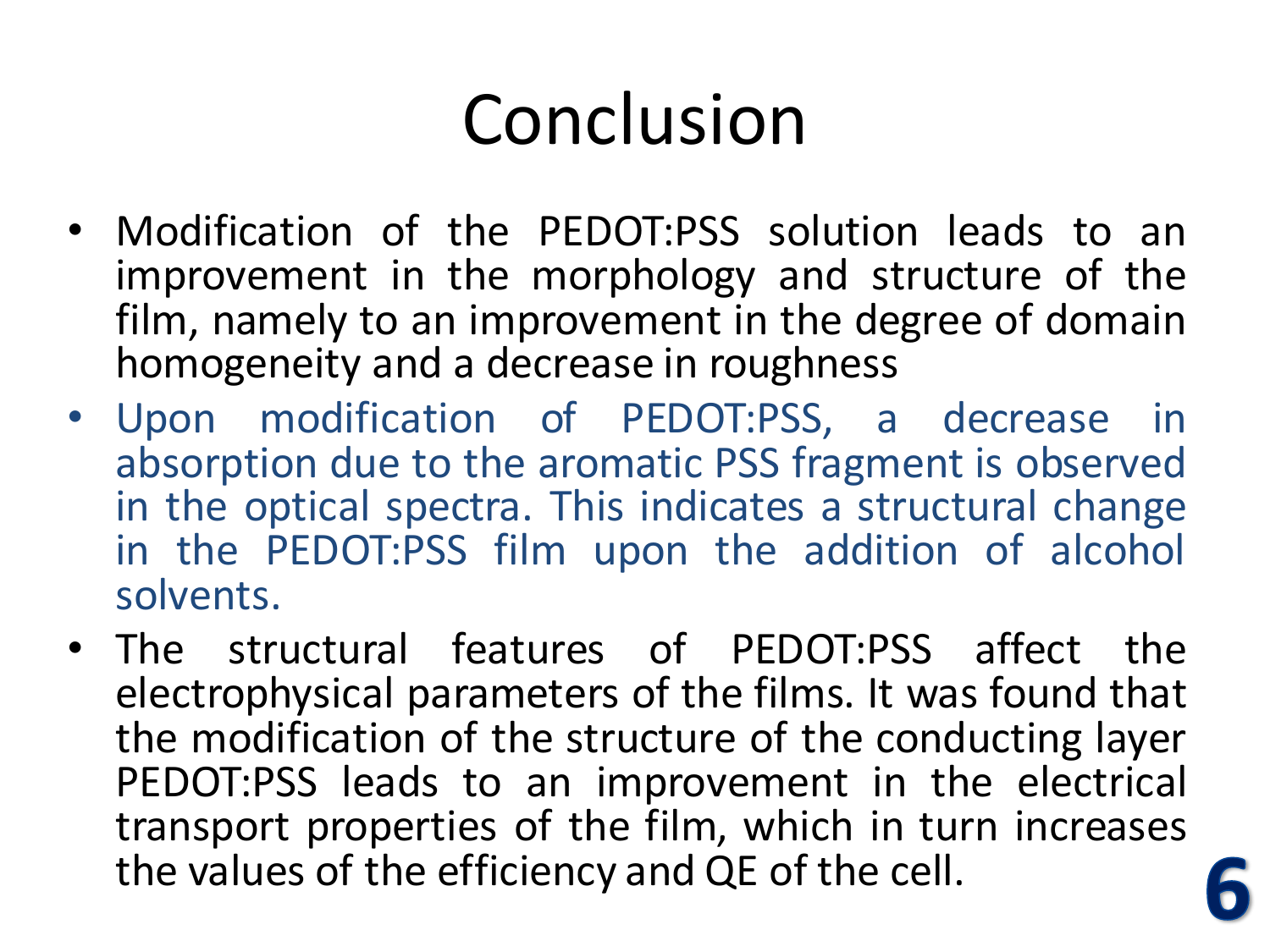# Conclusion

- Modification of the PEDOT:PSS solution leads to an improvement in the morphology and structure of the film, namely to an improvement in the degree of domain homogeneity and a decrease in roughness
- Upon modification of PEDOT:PSS, a decrease in absorption due to the aromatic PSS fragment is observed in the optical spectra. This indicates a structural change in the PEDOT:PSS film upon the addition of alcohol solvents.
- The structural features of PEDOT:PSS affect the electrophysical parameters of the films. It was found that the modification of the structure of the conducting layer PEDOT:PSS leads to an improvement in the electrical transport properties of the film, which in turn increases the values of the efficiency and QE of the cell.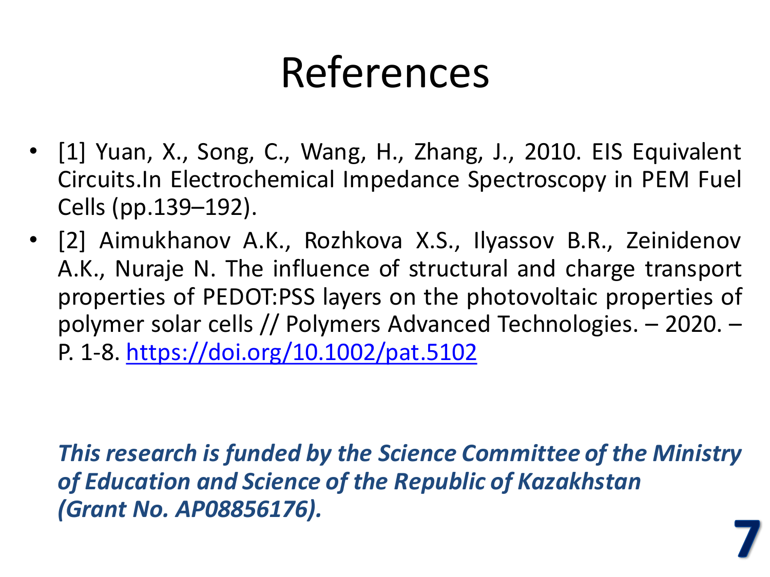# References

- [1] Yuan, X., Song, C., Wang, H., Zhang, J., 2010. EIS Equivalent Circuits.In Electrochemical Impedance Spectroscopy in PEM Fuel Cells (pp.139–192).
- [2] Aimukhanov A.K., Rozhkova X.S., Ilyassov B.R., Zeinidenov A.K., Nuraje N. The influence of structural and charge transport properties of PEDOT:PSS layers on the photovoltaic properties of polymer solar cells // Polymers Advanced Technologies. – 2020. – P. 1-8. https://doi.org/10.1002/pat.5102

***This research is funded by the Science Committee of the Ministry of Education and Science of the Republic of Kazakhstan (Grant No. AP08856176).***